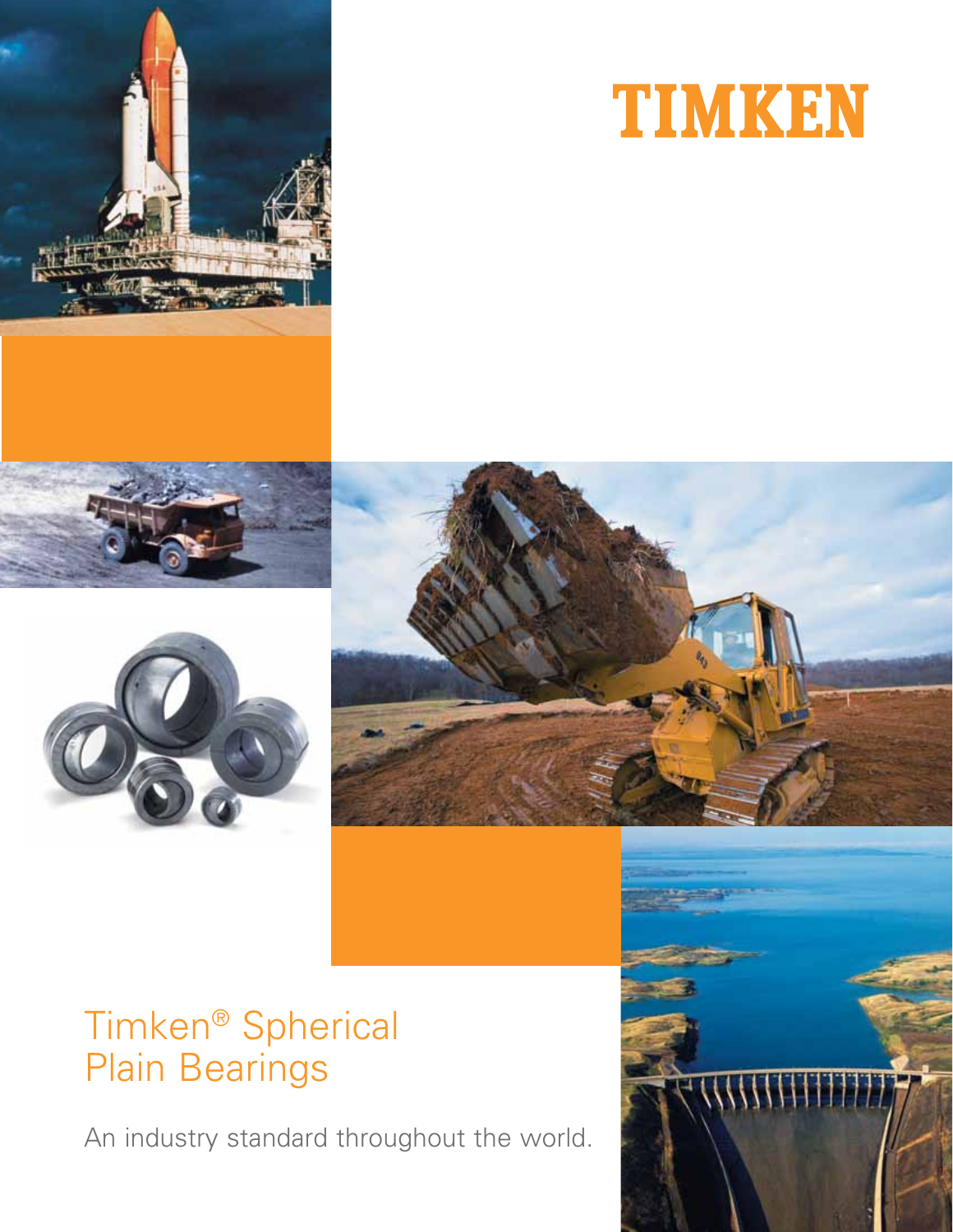TIMKEN

# Timken® Spherical Plain Bearings

An industry standard throughout the world.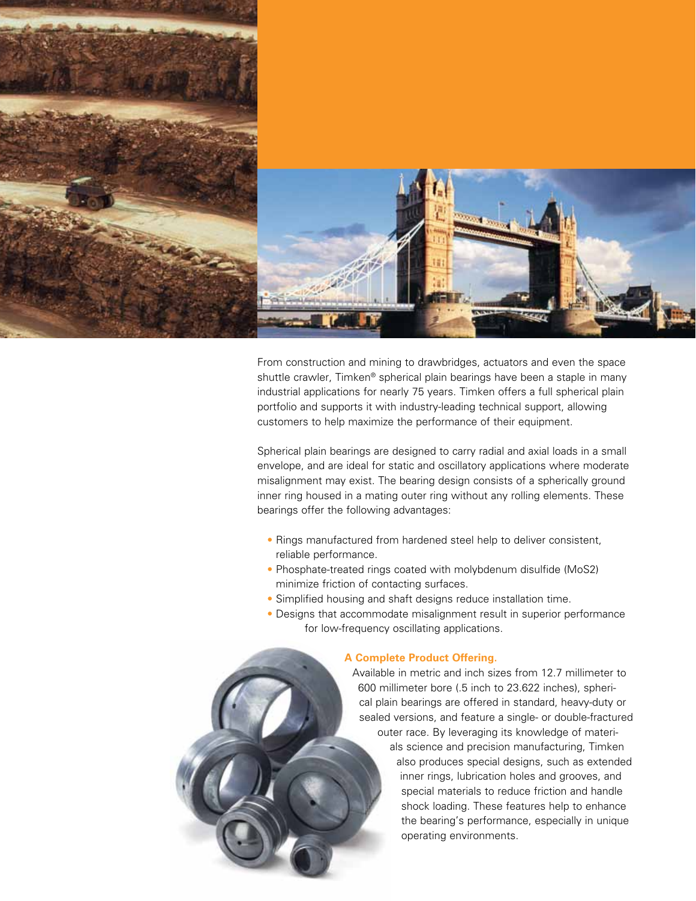From construction and mining to drawbridges, actuators and even the space shuttle crawler, Timken® spherical plain bearings have been a staple in many industrial applications for nearly 75 years. Timken offers a full spherical plain portfolio and supports it with industry-leading technical support, allowing customers to help maximize the performance of their equipment.

Spherical plain bearings are designed to carry radial and axial loads in a small envelope, and are ideal for static and oscillatory applications where moderate misalignment may exist. The bearing design consists of a spherically ground inner ring housed in a mating outer ring without any rolling elements. These bearings offer the following advantages:

- Rings manufactured from hardened steel help to deliver consistent, reliable performance.
- Phosphate-treated rings coated with molybdenum disulfide ($MoS_2$) minimize friction of contacting surfaces.
- Simplified housing and shaft designs reduce installation time.
- Designs that accommodate misalignment result in superior performance for low-frequency oscillating applications.

**A Complete Product Offering.**

Available in metric and inch sizes from 12.7 millimeter to 600 millimeter bore (.5 inch to 23.622 inches), spherical plain bearings are offered in standard, heavy-duty or sealed versions, and feature a single- or double-fractured outer race. By leveraging its knowledge of materials science and precision manufacturing, Timken also produces special designs, such as extended inner rings, lubrication holes and grooves, and special materials to reduce friction and handle shock loading. These features help to enhance the bearing's performance, especially in unique operating environments.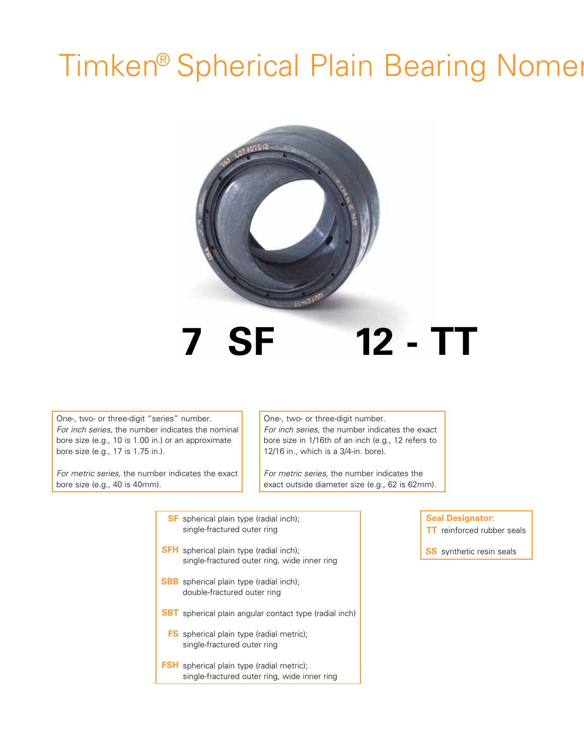# Timken® Spherical Plain Bearing Nomen

**7 SF 12 - TT**

One-, two- or three-digit "series" number.
*For inch series,* the number indicates the nominal bore size (e.g., 10 is 1.00 in.) or an approximate bore size (e.g., 17 is 1.75 in.).

*For metric series,* the number indicates the exact bore size (e.g., 40 is 40mm).

One-, two- or three-digit number.
*For inch series,* the number indicates the exact bore size in 1/16th of an inch (e.g., 12 refers to 12/16 in., which is a 3/4-in. bore).

*For metric series,* the number indicates the exact outside diameter size (e.g., 62 is 62mm).

- **SF** spherical plain type (radial inch); single-fractured outer ring
- **SFH** spherical plain type (radial inch); single-fractured outer ring, wide inner ring
- **SBB** spherical plain type (radial inch); double-fractured outer ring
- **SBT** spherical plain angular contact type (radial inch)
- **FS** spherical plain type (radial metric); single-fractured outer ring
- **FSH** spherical plain type (radial metric); single-fractured outer ring, wide inner ring

**Seal Designator:**

- **TT** reinforced rubber seals
- **SS** synthetic resin seals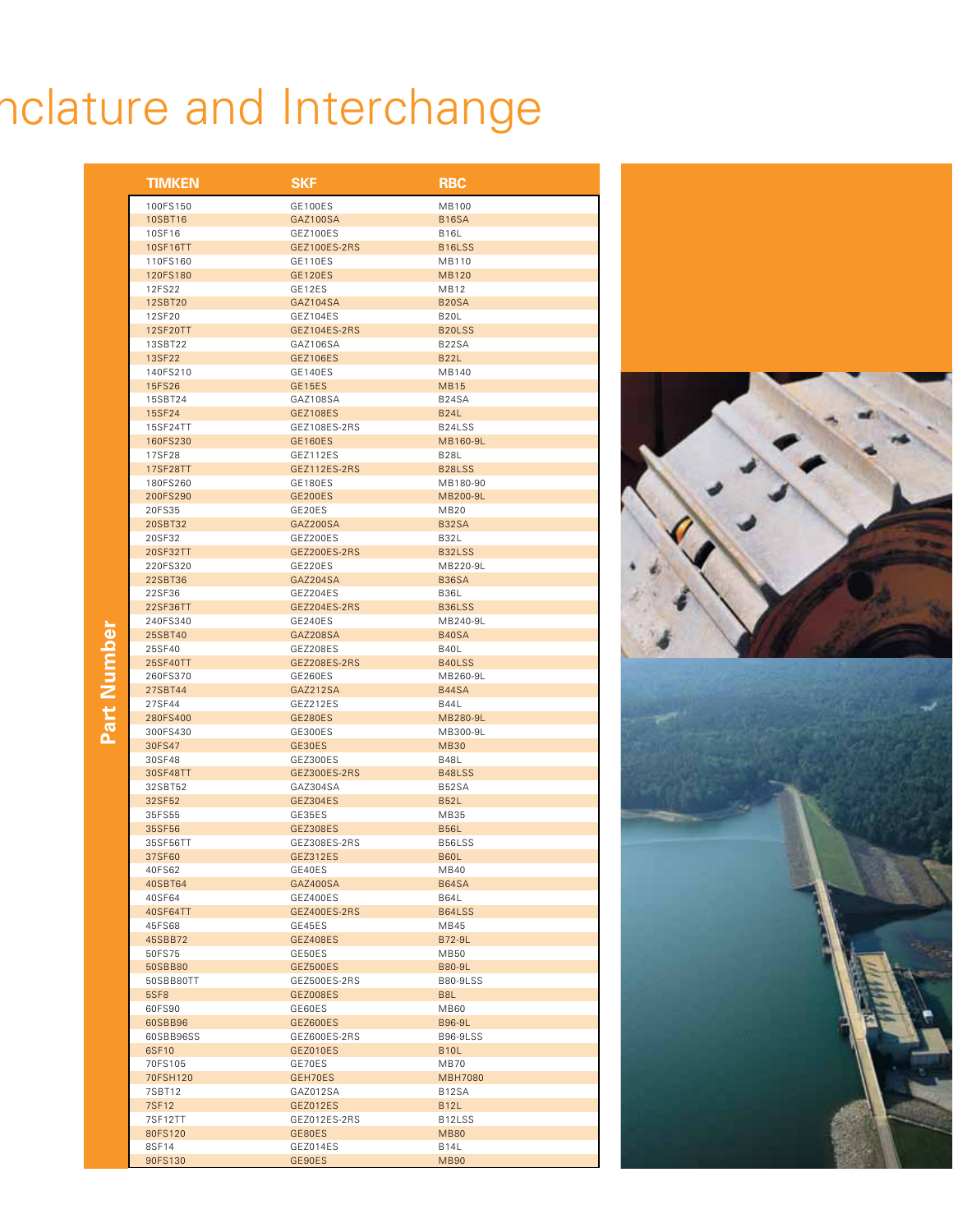# nclature and Interchange

**Part Number**

| TIMKEN | SKF | RBC |
|---|---|---|
| 100FS150 | GE100ES | MB100 |
| 10SBT16 | GAZ100SA | B16SA |
| 10SF16 | GEZ100ES | B16L |
| 10SF16TT | GEZ100ES-2RS | B16LSS |
| 110FS160 | GE110ES | MB110 |
| 120FS180 | GE120ES | MB120 |
| 12FS22 | GE12ES | MB12 |
| 12SBT20 | GAZ104SA | B20SA |
| 12SF20 | GEZ104ES | B20L |
| 12SF20TT | GEZ104ES-2RS | B20LSS |
| 13SBT22 | GAZ106SA | B22SA |
| 13SF22 | GEZ106ES | B22L |
| 140FS210 | GE140ES | MB140 |
| 15FS26 | GE15ES | MB15 |
| 15SBT24 | GAZ108SA | B24SA |
| 15SF24 | GEZ108ES | B24L |
| 15SF24TT | GEZ108ES-2RS | B24LSS |
| 160FS230 | GE160ES | MB160-9L |
| 17SF28 | GEZ112ES | B28L |
| 17SF28TT | GEZ112ES-2RS | B28LSS |
| 180FS260 | GE180ES | MB180-90 |
| 200FS290 | GE200ES | MB200-9L |
| 20FS35 | GE20ES | MB20 |
| 20SBT32 | GAZ200SA | B32SA |
| 20SF32 | GEZ200ES | B32L |
| 20SF32TT | GEZ200ES-2RS | B32LSS |
| 220FS320 | GE220ES | MB220-9L |
| 22SBT36 | GAZ204SA | B36SA |
| 22SF36 | GEZ204ES | B36L |
| 22SF36TT | GEZ204ES-2RS | B36LSS |
| 240FS340 | GE240ES | MB240-9L |
| 25SBT40 | GAZ208SA | B40SA |
| 25SF40 | GEZ208ES | B40L |
| 25SF40TT | GEZ208ES-2RS | B40LSS |
| 260FS370 | GE260ES | MB260-9L |
| 27SBT44 | GAZ212SA | B44SA |
| 27SF44 | GEZ212ES | B44L |
| 280FS400 | GE280ES | MB280-9L |
| 300FS430 | GE300ES | MB300-9L |
| 30FS47 | GE30ES | MB30 |
| 30SF48 | GEZ300ES | B48L |
| 30SF48TT | GEZ300ES-2RS | B48LSS |
| 32SBT52 | GAZ304SA | B52SA |
| 32SF52 | GEZ304ES | B52L |
| 35FS55 | GE35ES | MB35 |
| 35SF56 | GEZ308ES | B56L |
| 35SF56TT | GEZ308ES-2RS | B56LSS |
| 37SF60 | GEZ312ES | B60L |
| 40FS62 | GE40ES | MB40 |
| 40SBT64 | GAZ400SA | B64SA |
| 40SF64 | GEZ400ES | B64L |
| 40SF64TT | GEZ400ES-2RS | B64LSS |
| 45FS68 | GE45ES | MB45 |
| 45SBB72 | GEZ408ES | B72-9L |
| 50FS75 | GE50ES | MB50 |
| 50SBB80 | GEZ500ES | B80-9L |
| 50SBB80TT | GEZ500ES-2RS | B80-9LSS |
| 5SF8 | GEZ008ES | B8L |
| 60FS90 | GE60ES | MB60 |
| 60SBB96 | GEZ600ES | B96-9L |
| 60SBB96SS | GEZ600ES-2RS | B96-9LSS |
| 6SF10 | GEZ010ES | B10L |
| 70FS105 | GE70ES | MB70 |
| 70FSH120 | GEH70ES | MBH7080 |
| 7SBT12 | GAZ012SA | B12SA |
| 7SF12 | GEZ012ES | B12L |
| 7SF12TT | GEZ012ES-2RS | B12LSS |
| 80FS120 | GE80ES | MB80 |
| 8SF14 | GEZ014ES | B14L |
| 90FS130 | GE90ES | MB90 |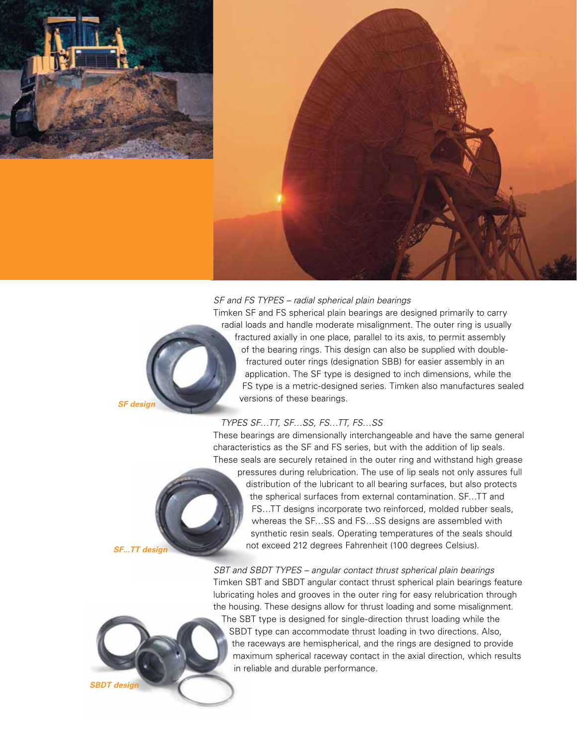*SF and FS TYPES – radial spherical plain bearings*

Timken SF and FS spherical plain bearings are designed primarily to carry radial loads and handle moderate misalignment. The outer ring is usually fractured axially in one place, parallel to its axis, to permit assembly of the bearing rings. This design can also be supplied with double-fractured outer rings (designation SBB) for easier assembly in an application. The SF type is designed to inch dimensions, while the FS type is a metric-designed series. Timken also manufactures sealed versions of these bearings.

***SF design***

*TYPES SF…TT, SF…SS, FS…TT, FS…SS*

These bearings are dimensionally interchangeable and have the same general characteristics as the SF and FS series, but with the addition of lip seals. These seals are securely retained in the outer ring and withstand high grease pressures during relubrication. The use of lip seals not only assures full distribution of the lubricant to all bearing surfaces, but also protects the spherical surfaces from external contamination. SF…TT and FS…TT designs incorporate two reinforced, molded rubber seals, whereas the SF…SS and FS…SS designs are assembled with synthetic resin seals. Operating temperatures of the seals should not exceed 212 degrees Fahrenheit (100 degrees Celsius).

***SF...TT design***

*SBT and SBDT TYPES – angular contact thrust spherical plain bearings*

Timken SBT and SBDT angular contact thrust spherical plain bearings feature lubricating holes and grooves in the outer ring for easy relubrication through the housing. These designs allow for thrust loading and some misalignment. The SBT type is designed for single-direction thrust loading while the SBDT type can accommodate thrust loading in two directions. Also, the raceways are hemispherical, and the rings are designed to provide maximum spherical raceway contact in the axial direction, which results in reliable and durable performance.

***SBDT design***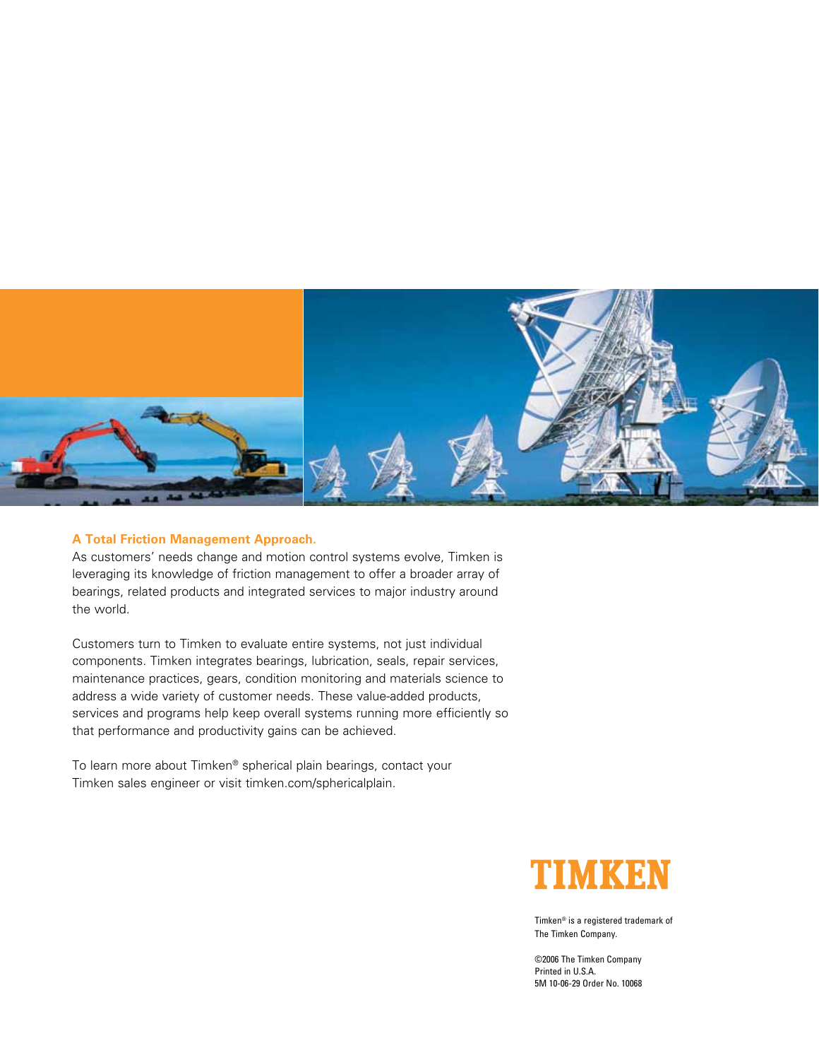**A Total Friction Management Approach.**

As customers' needs change and motion control systems evolve, Timken is leveraging its knowledge of friction management to offer a broader array of bearings, related products and integrated services to major industry around the world.

Customers turn to Timken to evaluate entire systems, not just individual components. Timken integrates bearings, lubrication, seals, repair services, maintenance practices, gears, condition monitoring and materials science to address a wide variety of customer needs. These value-added products, services and programs help keep overall systems running more efficiently so that performance and productivity gains can be achieved.

To learn more about Timken® spherical plain bearings, contact your Timken sales engineer or visit timken.com/sphericalplain.

TIMKEN

Timken® is a registered trademark of The Timken Company.

©2006 The Timken Company
Printed in U.S.A.
5M 10-06-29 Order No. 10068